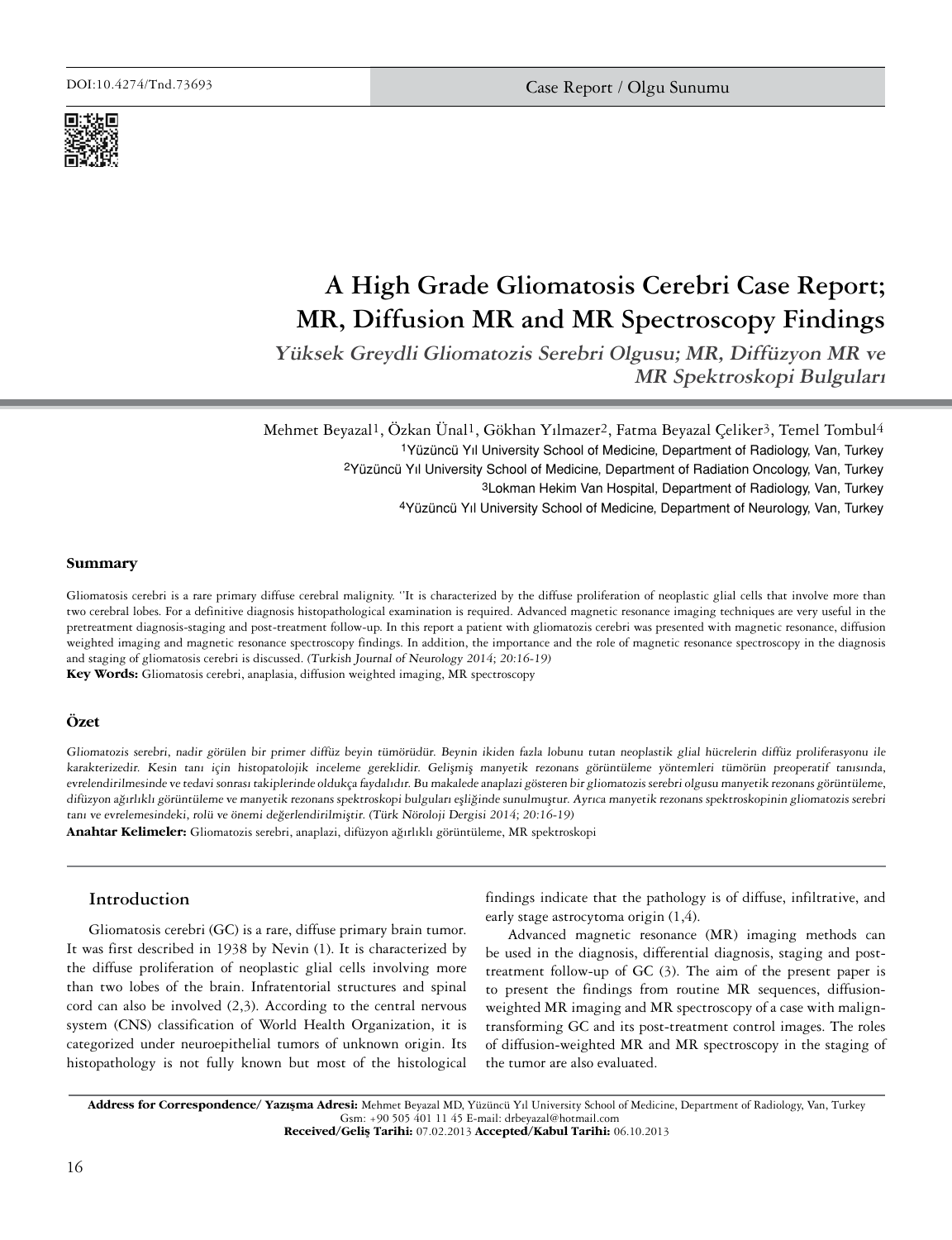DOI:10.4274/Tnd.73693

Case Report / Olgu Sunumu

# A High Grade Gliomatosis Cerebri Case Report; MR, Diffusion MR and MR Spectroscopy Findings

## *Yüksek Greydli Gliomatozis Serebri Olgusu; MR, Diffüzyon MR ve MR Spektroskopi Bulguları*

Mehmet Beyazal[1], Özkan Ünal[1], Gökhan Yılmazer[2], Fatma Beyazal Çeliker[3], Temel Tombul[4]

[1]Yüzüncü Yıl University School of Medicine, Department of Radiology, Van, Turkey
[2]Yüzüncü Yıl University School of Medicine, Department of Radiation Oncology, Van, Turkey
[3]Lokman Hekim Van Hospital, Department of Radiology, Van, Turkey
[4]Yüzüncü Yıl University School of Medicine, Department of Neurology, Van, Turkey

### Summary

Gliomatosis cerebri is a rare primary diffuse cerebral malignity. ''It is characterized by the diffuse proliferation of neoplastic glial cells that involve more than two cerebral lobes. For a definitive diagnosis histopathological examination is required. Advanced magnetic resonance imaging techniques are very useful in the pretreatment diagnosis-staging and post-treatment follow-up. In this report a patient with gliomatosis cerebri was presented with magnetic resonance, diffusion weighted imaging and magnetic resonance spectroscopy findings. In addition, the importance and the role of magnetic resonance spectroscopy in the diagnosis and staging of gliomatosis cerebri is discussed. *(Turkish Journal of Neurology 2014; 20:16-19)*

**Key Words:** Gliomatosis cerebri, anaplasia, diffusion weighted imaging, MR spectroscopy

### Özet

*Gliomatozis serebri, nadir görülen bir primer diffüz beyin tümörüdür. Beynin ikiden fazla lobunu tutan neoplastik glial hücrelerin diffüz proliferasyonu ile karakterizedir. Kesin tanı için histopatolojik inceleme gereklidir. Gelişmiş manyetik rezonans görüntüleme yöntemleri tümörün preoperatif tanısında, evrelendirilmesinde ve tedavi sonrası takiplerinde oldukça faydalıdır. Bu makalede anaplazi gösteren bir gliomatozis serebri olgusu manyetik rezonans görüntüleme, difüzyon ağırlıklı görüntüleme ve manyetik rezonans spektroskopi bulguları eşliğinde sunulmuştur. Ayrıca manyetik rezonans spektroskopinin gliomatozis serebri tanı ve evrelemesindeki, rolü ve önemi değerlendirilmiştir. (Türk Nöroloji Dergisi 2014; 20:16-19)*

**Anahtar Kelimeler:** Gliomatozis serebri, anaplazi, difüzyon ağırlıklı görüntüleme, MR spektroskopi

## Introduction

Gliomatosis cerebri (GC) is a rare, diffuse primary brain tumor. It was first described in 1938 by Nevin (1). It is characterized by the diffuse proliferation of neoplastic glial cells involving more than two lobes of the brain. Infratentorial structures and spinal cord can also be involved (2,3). According to the central nervous system (CNS) classification of World Health Organization, it is categorized under neuroepithelial tumors of unknown origin. Its histopathology is not fully known but most of the histological findings indicate that the pathology is of diffuse, infiltrative, and early stage astrocytoma origin (1,4).

Advanced magnetic resonance (MR) imaging methods can be used in the diagnosis, differential diagnosis, staging and post-treatment follow-up of GC (3). The aim of the present paper is to present the findings from routine MR sequences, diffusion-weighted MR imaging and MR spectroscopy of a case with malign-transforming GC and its post-treatment control images. The roles of diffusion-weighted MR and MR spectroscopy in the staging of the tumor are also evaluated.

**Address for Correspondence/ Yazışma Adresi:** Mehmet Beyazal MD, Yüzüncü Yıl University School of Medicine, Department of Radiology, Van, Turkey Gsm: +90 505 401 11 45 E-mail: drbeyazal@hotmail.com
**Received/Geliş Tarihi:** 07.02.2013 **Accepted/Kabul Tarihi:** 06.10.2013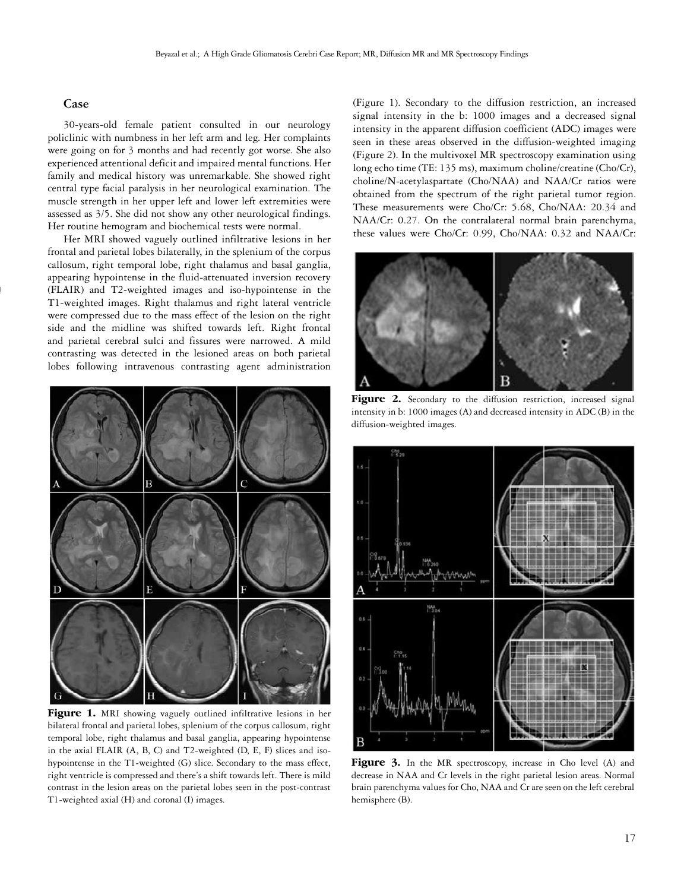## Case

30-years-old female patient consulted in our neurology policlinic with numbness in her left arm and leg. Her complaints were going on for 3 months and had recently got worse. She also experienced attentional deficit and impaired mental functions. Her family and medical history was unremarkable. She showed right central type facial paralysis in her neurological examination. The muscle strength in her upper left and lower left extremities were assessed as 3/5. She did not show any other neurological findings. Her routine hemogram and biochemical tests were normal.

Her MRI showed vaguely outlined infiltrative lesions in her frontal and parietal lobes bilaterally, in the splenium of the corpus callosum, right temporal lobe, right thalamus and basal ganglia, appearing hypointense in the fluid-attenuated inversion recovery (FLAIR) and T2-weighted images and iso-hypointense in the T1-weighted images. Right thalamus and right lateral ventricle were compressed due to the mass effect of the lesion on the right side and the midline was shifted towards left. Right frontal and parietal cerebral sulci and fissures were narrowed. A mild contrasting was detected in the lesioned areas on both parietal lobes following intravenous contrasting agent administration (Figure 1). Secondary to the diffusion restriction, an increased signal intensity in the b: 1000 images and a decreased signal intensity in the apparent diffusion coefficient (ADC) images were seen in these areas observed in the diffusion-weighted imaging (Figure 2). In the multivoxel MR spectroscopy examination using long echo time (TE: 135 ms), maximum choline/creatine (Cho/Cr), choline/N-acetylaspartate (Cho/NAA) and NAA/Cr ratios were obtained from the spectrum of the right parietal tumor region. These measurements were Cho/Cr: 5.68, Cho/NAA: 20.34 and NAA/Cr: 0.27. On the contralateral normal brain parenchyma, these values were Cho/Cr: 0.99, Cho/NAA: 0.32 and NAA/Cr:

**Figure 1.** MRI showing vaguely outlined infiltrative lesions in her bilateral frontal and parietal lobes, splenium of the corpus callosum, right temporal lobe, right thalamus and basal ganglia, appearing hypointense in the axial FLAIR (A, B, C) and T2-weighted (D, E, F) slices and iso-hypointense in the T1-weighted (G) slice. Secondary to the mass effect, right ventricle is compressed and there's a shift towards left. There is mild contrast in the lesion areas on the parietal lobes seen in the post-contrast T1-weighted axial (H) and coronal (I) images.

**Figure 2.** Secondary to the diffusion restriction, increased signal intensity in b: 1000 images (A) and decreased intensity in ADC (B) in the diffusion-weighted images.

**Figure 3.** In the MR spectroscopy, increase in Cho level (A) and decrease in NAA and Cr levels in the right parietal lesion areas. Normal brain parenchyma values for Cho, NAA and Cr are seen on the left cerebral hemisphere (B).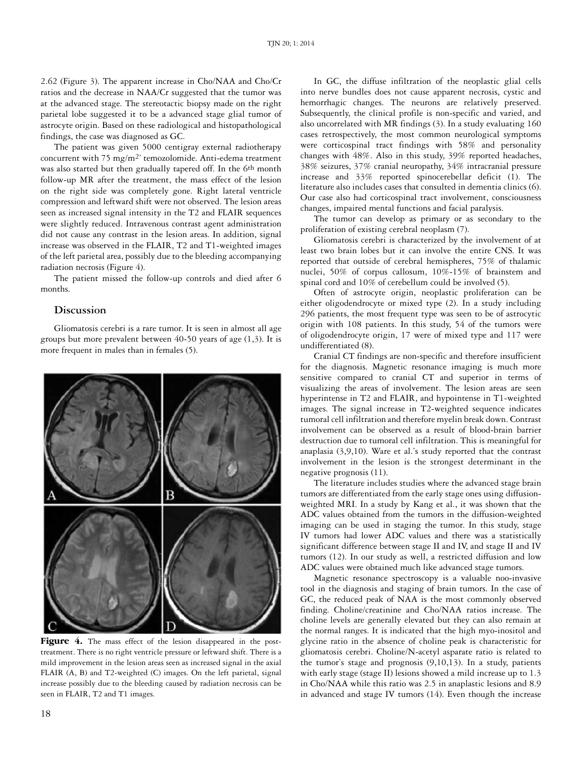2.62 (Figure 3). The apparent increase in Cho/NAA and Cho/Cr ratios and the decrease in NAA/Cr suggested that the tumor was at the advanced stage. The stereotactic biopsy made on the right parietal lobe suggested it to be a advanced stage glial tumor of astrocyte origin. Based on these radiological and histopathological findings, the case was diagnosed as GC.

The patient was given 5000 centigray external radiotherapy concurrent with 75 mg/m$^{2'}$ temozolomide. Anti-edema treatment was also started but then gradually tapered off. In the 6th month follow-up MR after the treatment, the mass effect of the lesion on the right side was completely gone. Right lateral ventricle compression and leftward shift were not observed. The lesion areas seen as increased signal intensity in the T2 and FLAIR sequences were slightly reduced. Intravenous contrast agent administration did not cause any contrast in the lesion areas. In addition, signal increase was observed in the FLAIR, T2 and T1-weighted images of the left parietal area, possibly due to the bleeding accompanying radiation necrosis (Figure 4).

The patient missed the follow-up controls and died after 6 months.

## Discussion

Gliomatosis cerebri is a rare tumor. It is seen in almost all age groups but more prevalent between 40-50 years of age (1,3). It is more frequent in males than in females (5).

**Figure 4.** The mass effect of the lesion disappeared in the post-treatment. There is no right ventricle pressure or leftward shift. There is a mild improvement in the lesion areas seen as increased signal in the axial FLAIR (A, B) and T2-weighted (C) images. On the left parietal, signal increase possibly due to the bleeding caused by radiation necrosis can be seen in FLAIR, T2 and T1 images.

In GC, the diffuse infiltration of the neoplastic glial cells into nerve bundles does not cause apparent necrosis, cystic and hemorrhagic changes. The neurons are relatively preserved. Subsequently, the clinical profile is non-specific and varied, and also uncorrelated with MR findings (3). In a study evaluating 160 cases retrospectively, the most common neurological symptoms were corticospinal tract findings with 58% and personality changes with 48%. Also in this study, 39% reported headaches, 38% seizures, 37% cranial neuropathy, 34% intracranial pressure increase and 33% reported spinocerebellar deficit (1). The literature also includes cases that consulted in dementia clinics (6). Our case also had corticospinal tract involvement, consciousness changes, impaired mental functions and facial paralysis.

The tumor can develop as primary or as secondary to the proliferation of existing cerebral neoplasm (7).

Gliomatosis cerebri is characterized by the involvement of at least two brain lobes but it can involve the entire CNS. It was reported that outside of cerebral hemispheres, 75% of thalamic nuclei, 50% of corpus callosum, 10%-15% of brainstem and spinal cord and 10% of cerebellum could be involved (5).

Often of astrocyte origin, neoplastic proliferation can be either oligodendrocyte or mixed type (2). In a study including 296 patients, the most frequent type was seen to be of astrocytic origin with 108 patients. In this study, 54 of the tumors were of oligodendrocyte origin, 17 were of mixed type and 117 were undifferentiated (8).

Cranial CT findings are non-specific and therefore insufficient for the diagnosis. Magnetic resonance imaging is much more sensitive compared to cranial CT and superior in terms of visualizing the areas of involvement. The lesion areas are seen hyperintense in T2 and FLAIR, and hypointense in T1-weighted images. The signal increase in T2-weighted sequence indicates tumoral cell infiltration and therefore myelin break down. Contrast involvement can be observed as a result of blood-brain barrier destruction due to tumoral cell infiltration. This is meaningful for anaplasia (3,9,10). Ware et al.'s study reported that the contrast involvement in the lesion is the strongest determinant in the negative prognosis (11).

The literature includes studies where the advanced stage brain tumors are differentiated from the early stage ones using diffusion-weighted MRI. In a study by Kang et al., it was shown that the ADC values obtained from the tumors in the diffusion-weighted imaging can be used in staging the tumor. In this study, stage IV tumors had lower ADC values and there was a statistically significant difference between stage II and IV, and stage II and IV tumors (12). In our study as well, a restricted diffusion and low ADC values were obtained much like advanced stage tumors.

Magnetic resonance spectroscopy is a valuable noo-invasive tool in the diagnosis and staging of brain tumors. In the case of GC, the reduced peak of NAA is the most commonly observed finding. Choline/creatinine and Cho/NAA ratios increase. The choline levels are generally elevated but they can also remain at the normal ranges. It is indicated that the high myo-inositol and glycine ratio in the absence of choline peak is characteristic for gliomatosis cerebri. Choline/N-acetyl asparate ratio is related to the tumor's stage and prognosis (9,10,13). In a study, patients with early stage (stage II) lesions showed a mild increase up to 1.3 in Cho/NAA while this ratio was 2.5 in anaplastic lesions and 8.9 in advanced and stage IV tumors (14). Even though the increase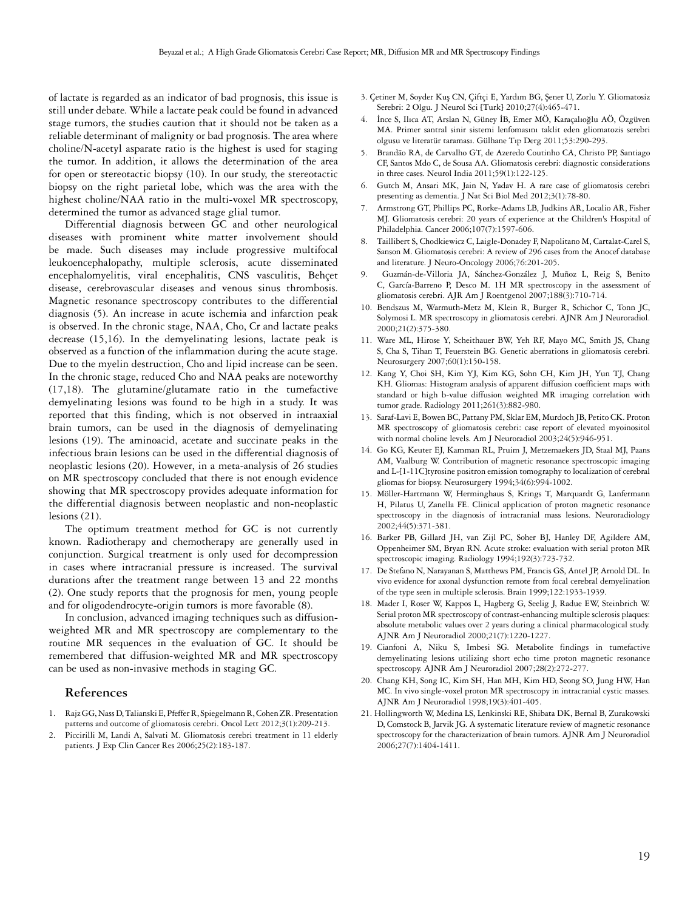of lactate is regarded as an indicator of bad prognosis, this issue is still under debate. While a lactate peak could be found in advanced stage tumors, the studies caution that it should not be taken as a reliable determinant of malignity or bad prognosis. The area where choline/N-acetyl asparate ratio is the highest is used for staging the tumor. In addition, it allows the determination of the area for open or stereotactic biopsy (10). In our study, the stereotactic biopsy on the right parietal lobe, which was the area with the highest choline/NAA ratio in the multi-voxel MR spectroscopy, determined the tumor as advanced stage glial tumor.

Differential diagnosis between GC and other neurological diseases with prominent white matter involvement should be made. Such diseases may include progressive multifocal leukoencephalopathy, multiple sclerosis, acute disseminated encephalomyelitis, viral encephalitis, CNS vasculitis, Behçet disease, cerebrovascular diseases and venous sinus thrombosis. Magnetic resonance spectroscopy contributes to the differential diagnosis (5). An increase in acute ischemia and infarction peak is observed. In the chronic stage, NAA, Cho, Cr and lactate peaks decrease (15,16). In the demyelinating lesions, lactate peak is observed as a function of the inflammation during the acute stage. Due to the myelin destruction, Cho and lipid increase can be seen. In the chronic stage, reduced Cho and NAA peaks are noteworthy (17,18). The glutamine/glutamate ratio in the tumefactive demyelinating lesions was found to be high in a study. It was reported that this finding, which is not observed in intraaxial brain tumors, can be used in the diagnosis of demyelinating lesions (19). The aminoacid, acetate and succinate peaks in the infectious brain lesions can be used in the differential diagnosis of neoplastic lesions (20). However, in a meta-analysis of 26 studies on MR spectroscopy concluded that there is not enough evidence showing that MR spectroscopy provides adequate information for the differential diagnosis between neoplastic and non-neoplastic lesions (21).

The optimum treatment method for GC is not currently known. Radiotherapy and chemotherapy are generally used in conjunction. Surgical treatment is only used for decompression in cases where intracranial pressure is increased. The survival durations after the treatment range between 13 and 22 months (2). One study reports that the prognosis for men, young people and for oligodendrocyte-origin tumors is more favorable (8).

In conclusion, advanced imaging techniques such as diffusion-weighted MR and MR spectroscopy are complementary to the routine MR sequences in the evaluation of GC. It should be remembered that diffusion-weighted MR and MR spectroscopy can be used as non-invasive methods in staging GC.

## References

1. Rajz GG, Nass D, Talianski E, Pfeffer R, Spiegelmann R, Cohen ZR. Presentation patterns and outcome of gliomatosis cerebri. Oncol Lett 2012;3(1):209-213.
2. Piccirilli M, Landi A, Salvati M. Gliomatosis cerebri treatment in 11 elderly patients. J Exp Clin Cancer Res 2006;25(2):183-187.
3. Çetiner M, Soyder Kuş CN, Çiftçi E, Yardım BG, Şener U, Zorlu Y. Gliomatosiz Serebri: 2 Olgu. J Neurol Sci [Turk] 2010;27(4):465-471.
4. İnce S, Ilıca AT, Arslan N, Güney İB, Emer MÖ, Karaçalıoğlu AÖ, Özgüven MA. Primer santral sinir sistemi lenfomasını taklit eden gliomatozis serebri olgusu ve literatür taraması. Gülhane Tıp Derg 2011;53:290-293.
5. Brandão RA, de Carvalho GT, de Azeredo Coutinho CA, Christo PP, Santiago CF, Santos Mdo C, de Sousa AA. Gliomatosis cerebri: diagnostic considerations in three cases. Neurol India 2011;59(1):122-125.
6. Gutch M, Ansari MK, Jain N, Yadav H. A rare case of gliomatosis cerebri presenting as dementia. J Nat Sci Biol Med 2012;3(1):78-80.
7. Armstrong GT, Phillips PC, Rorke-Adams LB, Judkins AR, Localio AR, Fisher MJ. Gliomatosis cerebri: 20 years of experience at the Children's Hospital of Philadelphia. Cancer 2006;107(7):1597-606.
8. Taillibert S, Chodkiewicz C, Laigle-Donadey F, Napolitano M, Cartalat-Carel S, Sanson M. Gliomatosis cerebri: A review of 296 cases from the Anocef database and literature. J Neuro-Oncology 2006;76:201-205.
9. Guzmán-de-Villoria JA, Sánchez-González J, Muñoz L, Reig S, Benito C, García-Barreno P, Desco M. 1H MR spectroscopy in the assessment of gliomatosis cerebri. AJR Am J Roentgenol 2007;188(3):710-714.
10. Bendszus M, Warmuth-Metz M, Klein R, Burger R, Schichor C, Tonn JC, Solymosi L. MR spectroscopy in gliomatosis cerebri. AJNR Am J Neuroradiol. 2000;21(2):375-380.
11. Ware ML, Hirose Y, Scheithauer BW, Yeh RF, Mayo MC, Smith JS, Chang S, Cha S, Tihan T, Feuerstein BG. Genetic aberrations in gliomatosis cerebri. Neurosurgery 2007;60(1):150-158.
12. Kang Y, Choi SH, Kim YJ, Kim KG, Sohn CH, Kim JH, Yun TJ, Chang KH. Gliomas: Histogram analysis of apparent diffusion coefficient maps with standard or high b-value diffusion weighted MR imaging correlation with tumor grade. Radiology 2011;261(3):882-980.
13. Saraf-Lavi E, Bowen BC, Pattany PM, Sklar EM, Murdoch JB, Petito CK. Proton MR spectroscopy of gliomatosis cerebri: case report of elevated myoinositol with normal choline levels. Am J Neuroradiol 2003;24(5):946-951.
14. Go KG, Keuter EJ, Kamman RL, Pruim J, Metzemaekers JD, Staal MJ, Paans AM, Vaalburg W. Contribution of magnetic resonance spectroscopic imaging and L-[1-11C]tyrosine positron emission tomography to localization of cerebral gliomas for biopsy. Neurosurgery 1994;34(6):994-1002.
15. Möller-Hartmann W, Herminghaus S, Krings T, Marquardt G, Lanfermann H, Pilatus U, Zanella FE. Clinical application of proton magnetic resonance spectroscopy in the diagnosis of intracranial mass lesions. Neuroradiology 2002;44(5):371-381.
16. Barker PB, Gillard JH, van Zijl PC, Soher BJ, Hanley DF, Agildere AM, Oppenheimer SM, Bryan RN. Acute stroke: evaluation with serial proton MR spectroscopic imaging. Radiology 1994;192(3):723-732.
17. De Stefano N, Narayanan S, Matthews PM, Francis GS, Antel JP, Arnold DL. In vivo evidence for axonal dysfunction remote from focal cerebral demyelination of the type seen in multiple sclerosis. Brain 1999;122:1933-1939.
18. Mader I, Roser W, Kappos L, Hagberg G, Seelig J, Radue EW, Steinbrich W. Serial proton MR spectroscopy of contrast-enhancing multiple sclerosis plaques: absolute metabolic values over 2 years during a clinical pharmacological study. AJNR Am J Neuroradiol 2000;21(7):1220-1227.
19. Cianfoni A, Niku S, Imbesi SG. Metabolite findings in tumefactive demyelinating lesions utilizing short echo time proton magnetic resonance spectroscopy. AJNR Am J Neuroradiol 2007;28(2):272-277.
20. Chang KH, Song IC, Kim SH, Han MH, Kim HD, Seong SO, Jung HW, Han MC. In vivo single-voxel proton MR spectroscopy in intracranial cystic masses. AJNR Am J Neuroradiol 1998;19(3):401-405.
21. Hollingworth W, Medina LS, Lenkinski RE, Shibata DK, Bernal B, Zurakowski D, Comstock B, Jarvik JG. A systematic literature review of magnetic resonance spectroscopy for the characterization of brain tumors. AJNR Am J Neuroradiol 2006;27(7):1404-1411.